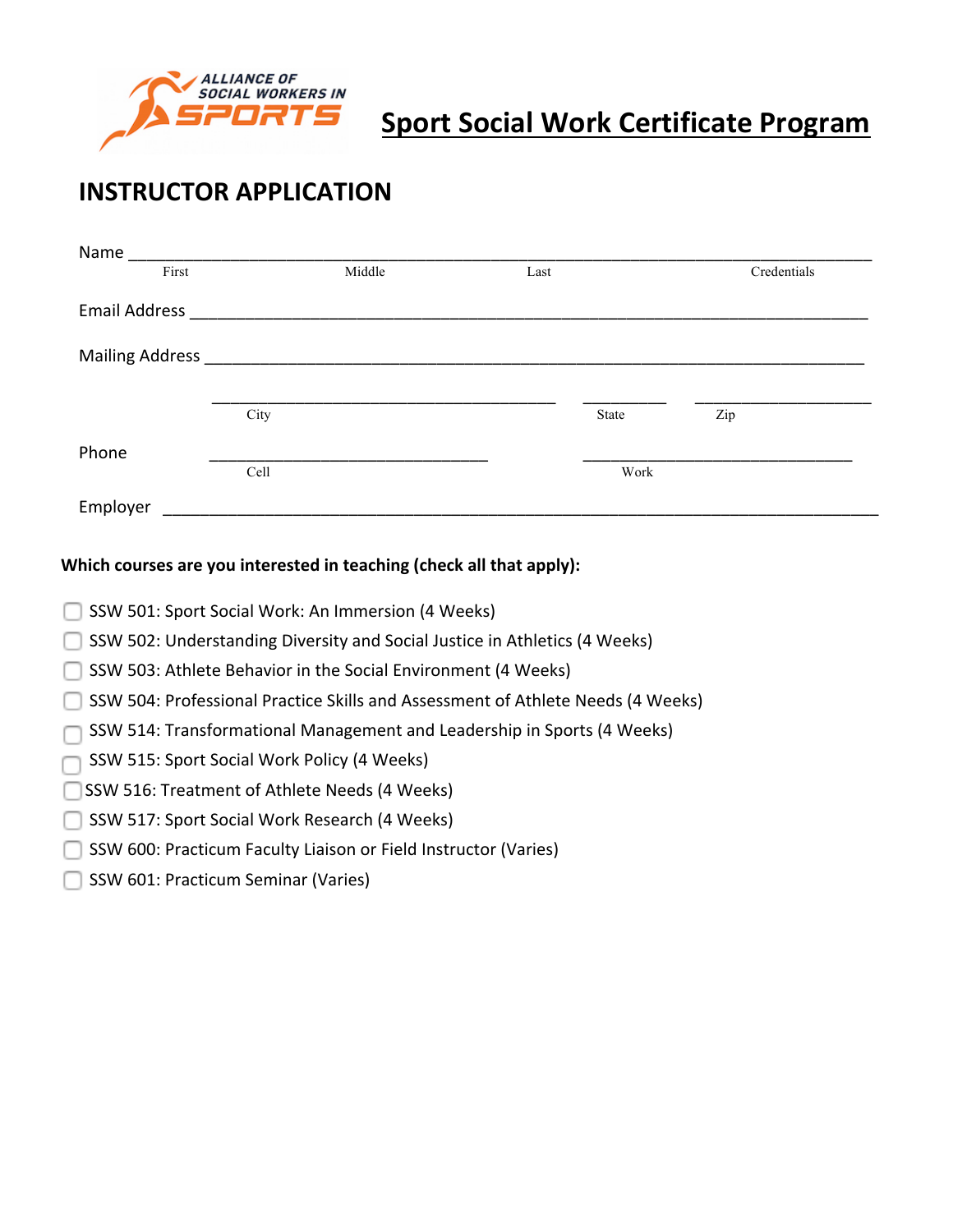ALLIANCE OF SOCIAL WORKERS IN SPORTS

# Sport Social Work Certificate Program

## INSTRUCTOR APPLICATION

Name ___________________________________________________________________________
First | Middle | Last | Credentials

Email Address ___________________________________________________________________

Mailing Address _________________________________________________________________

_______________________________________ __________ ____________________
City | State | Zip

Phone _______________________________ _______________________________
Cell | Work

Employer ________________________________________________________________________

**Which courses are you interested in teaching (check all that apply):**

- ☐ SSW 501: Sport Social Work: An Immersion (4 Weeks)
- ☐ SSW 502: Understanding Diversity and Social Justice in Athletics (4 Weeks)
- ☐ SSW 503: Athlete Behavior in the Social Environment (4 Weeks)
- ☐ SSW 504: Professional Practice Skills and Assessment of Athlete Needs (4 Weeks)
- ☐ SSW 514: Transformational Management and Leadership in Sports (4 Weeks)
- ☐ SSW 515: Sport Social Work Policy (4 Weeks)
- ☐ SSW 516: Treatment of Athlete Needs (4 Weeks)
- ☐ SSW 517: Sport Social Work Research (4 Weeks)
- ☐ SSW 600: Practicum Faculty Liaison or Field Instructor (Varies)
- ☐ SSW 601: Practicum Seminar (Varies)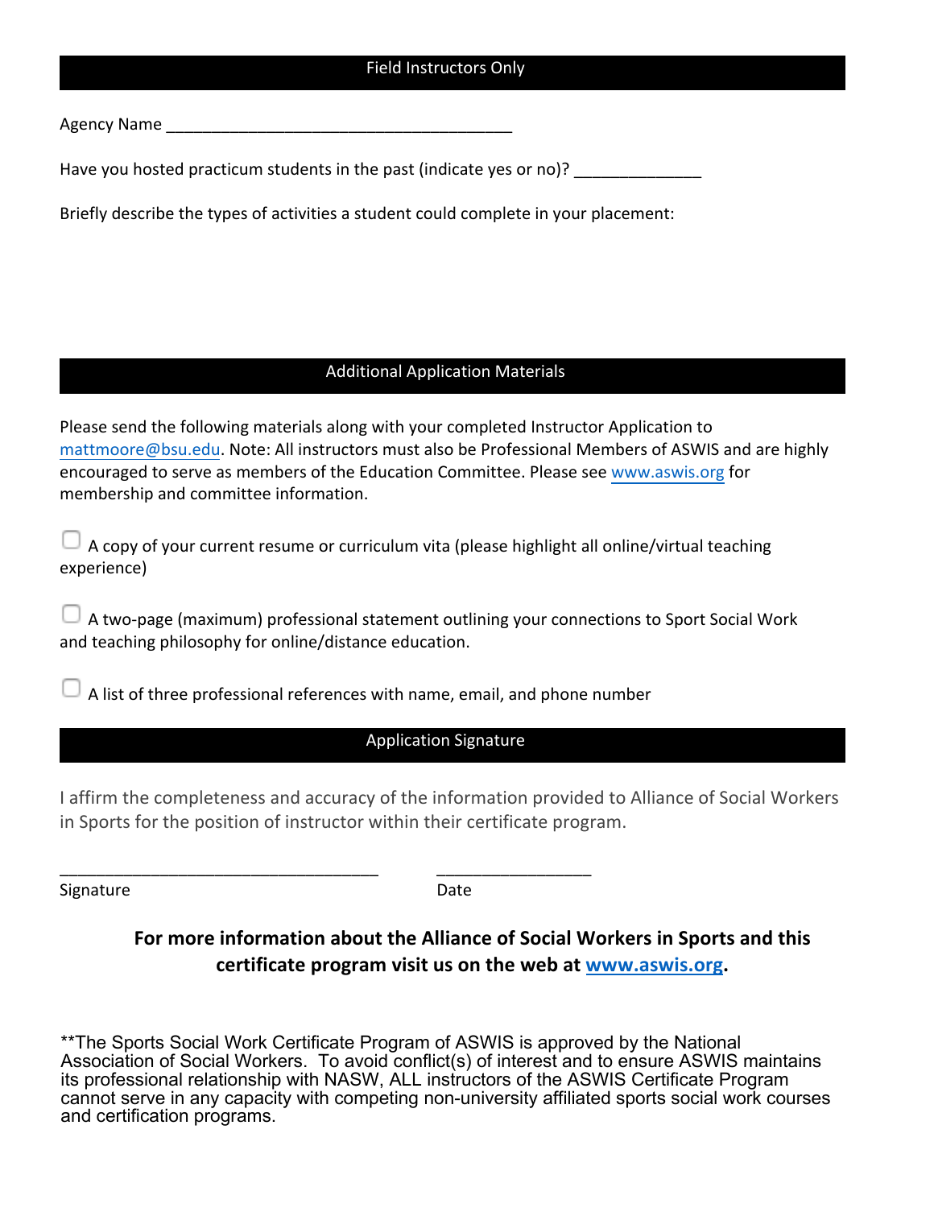## Field Instructors Only

Agency Name ________________________________________

Have you hosted practicum students in the past (indicate yes or no)? ______________

Briefly describe the types of activities a student could complete in your placement:

## Additional Application Materials

Please send the following materials along with your completed Instructor Application to mattmoore@bsu.edu. Note: All instructors must also be Professional Members of ASWIS and are highly encouraged to serve as members of the Education Committee. Please see www.aswis.org for membership and committee information.

- ☐ A copy of your current resume or curriculum vita (please highlight all online/virtual teaching experience)
- ☐ A two-page (maximum) professional statement outlining your connections to Sport Social Work and teaching philosophy for online/distance education.
- ☐ A list of three professional references with name, email, and phone number

## Application Signature

I affirm the completeness and accuracy of the information provided to Alliance of Social Workers in Sports for the position of instructor within their certificate program.

____________________________________ __________________

Signature Date

**For more information about the Alliance of Social Workers in Sports and this certificate program visit us on the web at www.aswis.org.**

**The Sports Social Work Certificate Program of ASWIS is approved by the National Association of Social Workers. To avoid conflict(s) of interest and to ensure ASWIS maintains its professional relationship with NASW, ALL instructors of the ASWIS Certificate Program cannot serve in any capacity with competing non-university affiliated sports social work courses and certification programs.